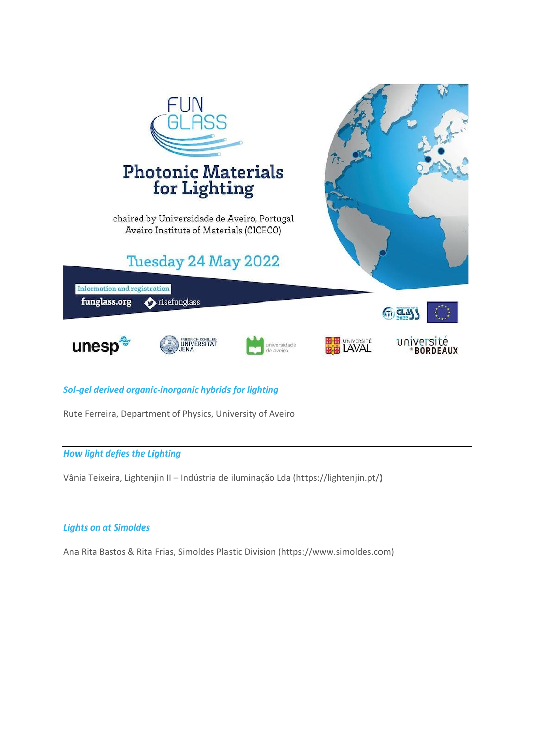FUN GLASS

# Photonic Materials for Lighting

chaired by Universidade de Aveiro, Portugal
Aveiro Institute of Materials (CICECO)

## Tuesday 24 May 2022

Information and registration

funglass.org    risefunglass

unesp    Friedrich-Schiller-Universität Jena    universidade de aveiro    Université Laval    université de Bordeaux

---

*Sol-gel derived organic-inorganic hybrids for lighting*

Rute Ferreira, Department of Physics, University of Aveiro

---

*How light defies the Lighting*

Vânia Teixeira, Lightenjin II – Indústria de iluminação Lda (https://lightenjin.pt/)

---

*Lights on at Simoldes*

Ana Rita Bastos & Rita Frias, Simoldes Plastic Division (https://www.simoldes.com)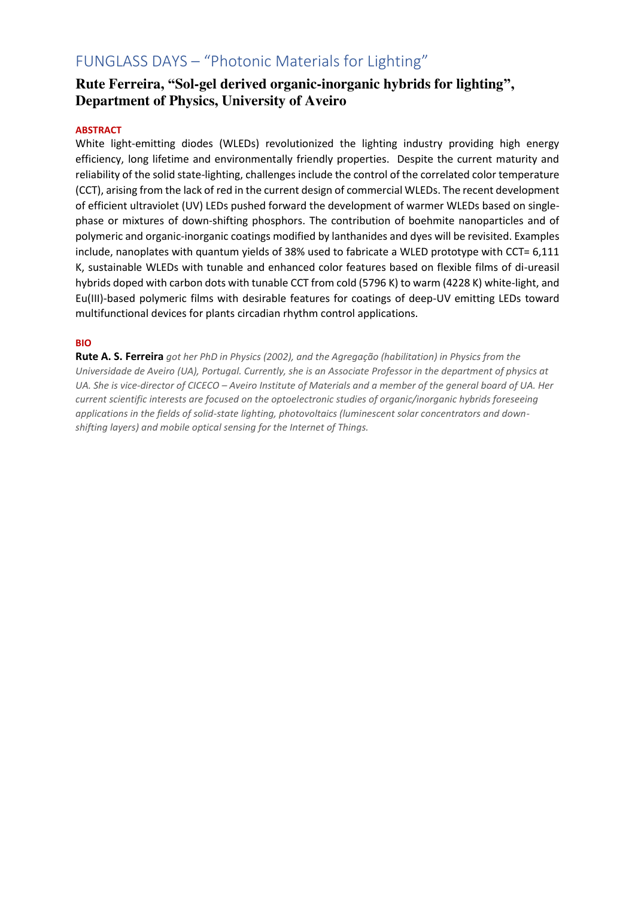# FUNGLASS DAYS – "Photonic Materials for Lighting"

## Rute Ferreira, "Sol-gel derived organic-inorganic hybrids for lighting", Department of Physics, University of Aveiro

**ABSTRACT**

White light-emitting diodes (WLEDs) revolutionized the lighting industry providing high energy efficiency, long lifetime and environmentally friendly properties. Despite the current maturity and reliability of the solid state-lighting, challenges include the control of the correlated color temperature (CCT), arising from the lack of red in the current design of commercial WLEDs. The recent development of efficient ultraviolet (UV) LEDs pushed forward the development of warmer WLEDs based on single-phase or mixtures of down-shifting phosphors. The contribution of boehmite nanoparticles and of polymeric and organic-inorganic coatings modified by lanthanides and dyes will be revisited. Examples include, nanoplates with quantum yields of 38% used to fabricate a WLED prototype with CCT= 6,111 K, sustainable WLEDs with tunable and enhanced color features based on flexible films of di-ureasil hybrids doped with carbon dots with tunable CCT from cold (5796 K) to warm (4228 K) white-light, and Eu(III)-based polymeric films with desirable features for coatings of deep-UV emitting LEDs toward multifunctional devices for plants circadian rhythm control applications.

**BIO**

**Rute A. S. Ferreira** *got her PhD in Physics (2002), and the Agregação (habilitation) in Physics from the Universidade de Aveiro (UA), Portugal. Currently, she is an Associate Professor in the department of physics at UA. She is vice-director of CICECO – Aveiro Institute of Materials and a member of the general board of UA. Her current scientific interests are focused on the optoelectronic studies of organic/inorganic hybrids foreseeing applications in the fields of solid-state lighting, photovoltaics (luminescent solar concentrators and down-shifting layers) and mobile optical sensing for the Internet of Things.*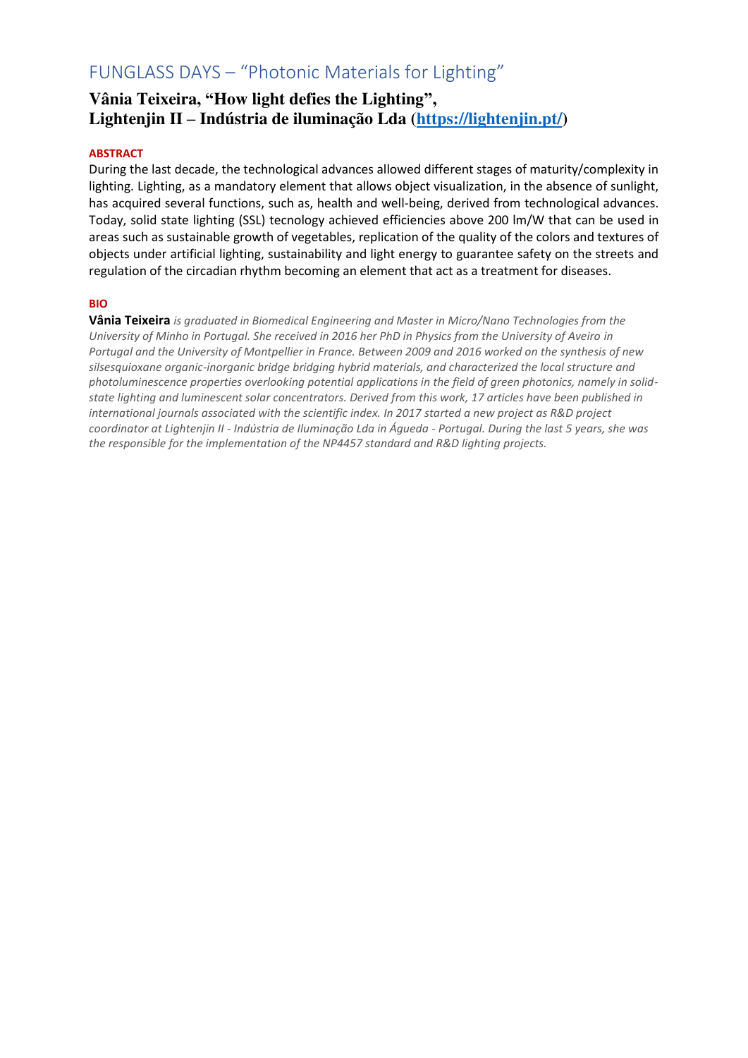# FUNGLASS DAYS – "Photonic Materials for Lighting"

## Vânia Teixeira, "How light defies the Lighting", Lightenjin II – Indústria de iluminação Lda ([https://lightenjin.pt/](https://lightenjin.pt/))

**ABSTRACT**

During the last decade, the technological advances allowed different stages of maturity/complexity in lighting. Lighting, as a mandatory element that allows object visualization, in the absence of sunlight, has acquired several functions, such as, health and well-being, derived from technological advances. Today, solid state lighting (SSL) tecnology achieved efficiencies above 200 lm/W that can be used in areas such as sustainable growth of vegetables, replication of the quality of the colors and textures of objects under artificial lighting, sustainability and light energy to guarantee safety on the streets and regulation of the circadian rhythm becoming an element that act as a treatment for diseases.

**BIO**

**Vânia Teixeira** *is graduated in Biomedical Engineering and Master in Micro/Nano Technologies from the University of Minho in Portugal. She received in 2016 her PhD in Physics from the University of Aveiro in Portugal and the University of Montpellier in France. Between 2009 and 2016 worked on the synthesis of new silsesquioxane organic-inorganic bridge bridging hybrid materials, and characterized the local structure and photoluminescence properties overlooking potential applications in the field of green photonics, namely in solid-state lighting and luminescent solar concentrators. Derived from this work, 17 articles have been published in international journals associated with the scientific index. In 2017 started a new project as R&D project coordinator at Lightenjin II - Indústria de Iluminação Lda in Águeda - Portugal. During the last 5 years, she was the responsible for the implementation of the NP4457 standard and R&D lighting projects.*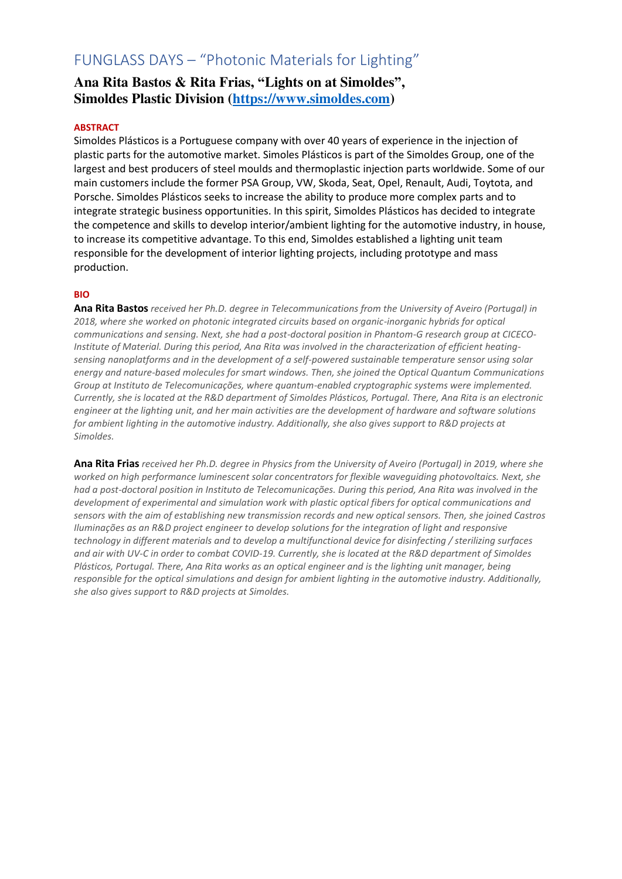# FUNGLASS DAYS – "Photonic Materials for Lighting"

## Ana Rita Bastos & Rita Frias, "Lights on at Simoldes", Simoldes Plastic Division (https://www.simoldes.com)

**ABSTRACT**

Simoldes Plásticos is a Portuguese company with over 40 years of experience in the injection of plastic parts for the automotive market. Simoles Plásticos is part of the Simoldes Group, one of the largest and best producers of steel moulds and thermoplastic injection parts worldwide. Some of our main customers include the former PSA Group, VW, Skoda, Seat, Opel, Renault, Audi, Toytota, and Porsche. Simoldes Plásticos seeks to increase the ability to produce more complex parts and to integrate strategic business opportunities. In this spirit, Simoldes Plásticos has decided to integrate the competence and skills to develop interior/ambient lighting for the automotive industry, in house, to increase its competitive advantage. To this end, Simoldes established a lighting unit team responsible for the development of interior lighting projects, including prototype and mass production.

**BIO**

**Ana Rita Bastos** *received her Ph.D. degree in Telecommunications from the University of Aveiro (Portugal) in 2018, where she worked on photonic integrated circuits based on organic-inorganic hybrids for optical communications and sensing. Next, she had a post-doctoral position in Phantom-G research group at CICECO-Institute of Material. During this period, Ana Rita was involved in the characterization of efficient heating-sensing nanoplatforms and in the development of a self-powered sustainable temperature sensor using solar energy and nature-based molecules for smart windows. Then, she joined the Optical Quantum Communications Group at Instituto de Telecomunicações, where quantum-enabled cryptographic systems were implemented. Currently, she is located at the R&D department of Simoldes Plásticos, Portugal. There, Ana Rita is an electronic engineer at the lighting unit, and her main activities are the development of hardware and software solutions for ambient lighting in the automotive industry. Additionally, she also gives support to R&D projects at Simoldes.*

**Ana Rita Frias** *received her Ph.D. degree in Physics from the University of Aveiro (Portugal) in 2019, where she worked on high performance luminescent solar concentrators for flexible waveguiding photovoltaics. Next, she had a post-doctoral position in Instituto de Telecomunicações. During this period, Ana Rita was involved in the development of experimental and simulation work with plastic optical fibers for optical communications and sensors with the aim of establishing new transmission records and new optical sensors. Then, she joined Castros Iluminações as an R&D project engineer to develop solutions for the integration of light and responsive technology in different materials and to develop a multifunctional device for disinfecting / sterilizing surfaces and air with UV-C in order to combat COVID-19. Currently, she is located at the R&D department of Simoldes Plásticos, Portugal. There, Ana Rita works as an optical engineer and is the lighting unit manager, being responsible for the optical simulations and design for ambient lighting in the automotive industry. Additionally, she also gives support to R&D projects at Simoldes.*